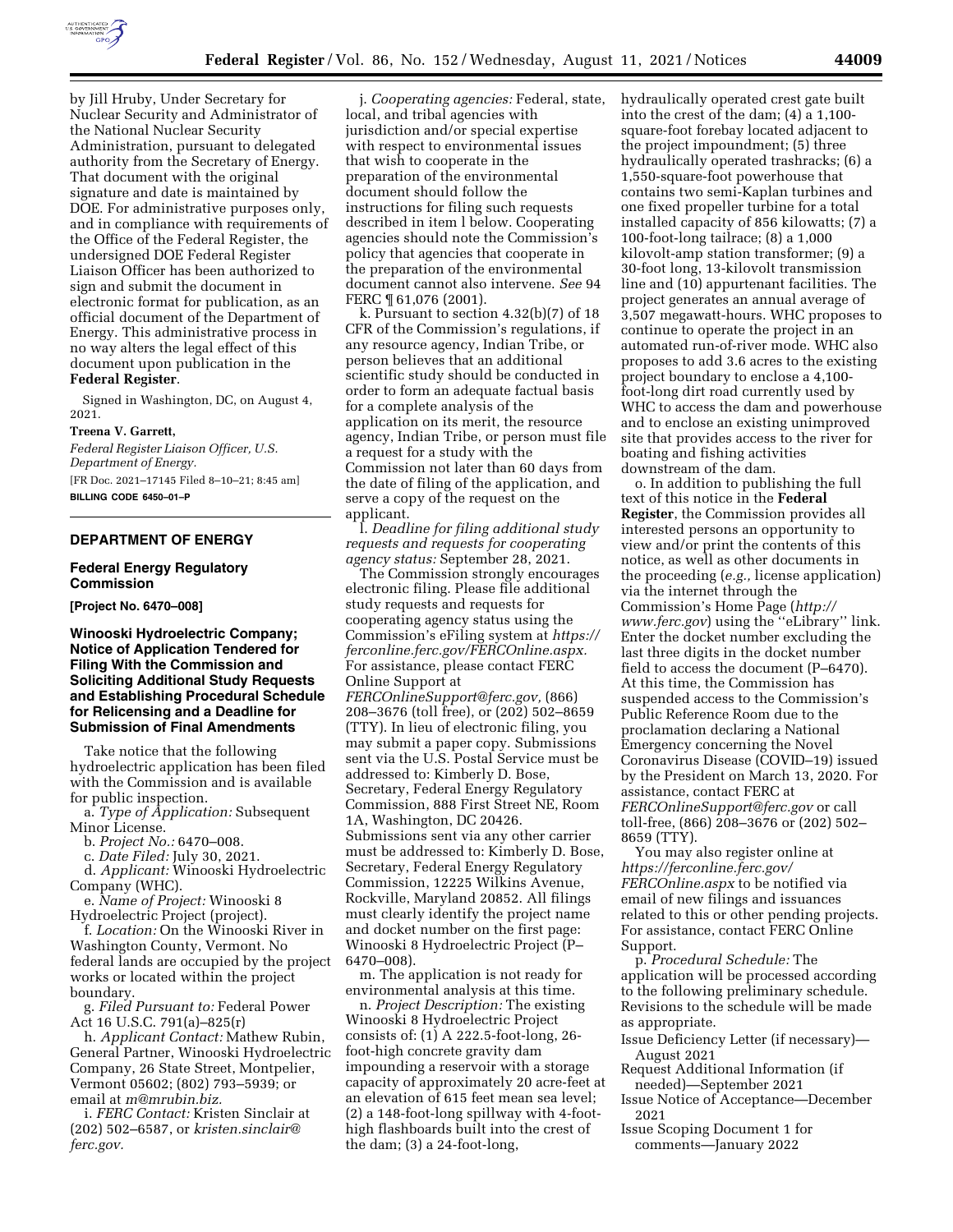by Jill Hruby, Under Secretary for Nuclear Security and Administrator of the National Nuclear Security Administration, pursuant to delegated authority from the Secretary of Energy. That document with the original signature and date is maintained by DOE. For administrative purposes only, and in compliance with requirements of the Office of the Federal Register, the undersigned DOE Federal Register Liaison Officer has been authorized to sign and submit the document in electronic format for publication, as an official document of the Department of Energy. This administrative process in no way alters the legal effect of this document upon publication in the **Federal Register**.

Signed in Washington, DC, on August 4, 2021.

**Treena V. Garrett,**

*Federal Register Liaison Officer, U.S. Department of Energy.*

[FR Doc. 2021–17145 Filed 8–10–21; 8:45 am]

**BILLING CODE 6450–01–P**

## DEPARTMENT OF ENERGY

### Federal Energy Regulatory Commission

**[Project No. 6470–008]**

### Winooski Hydroelectric Company; Notice of Application Tendered for Filing With the Commission and Soliciting Additional Study Requests and Establishing Procedural Schedule for Relicensing and a Deadline for Submission of Final Amendments

Take notice that the following hydroelectric application has been filed with the Commission and is available for public inspection.

a. *Type of Application:* Subsequent Minor License.

b. *Project No.:* 6470–008.

c. *Date Filed:* July 30, 2021.

d. *Applicant:* Winooski Hydroelectric Company (WHC).

e. *Name of Project:* Winooski 8 Hydroelectric Project (project).

f. *Location:* On the Winooski River in Washington County, Vermont. No federal lands are occupied by the project works or located within the project boundary.

g. *Filed Pursuant to:* Federal Power Act 16 U.S.C. 791(a)–825(r)

h. *Applicant Contact:* Mathew Rubin, General Partner, Winooski Hydroelectric Company, 26 State Street, Montpelier, Vermont 05602; (802) 793–5939; or email at *m@mrubin.biz.*

i. *FERC Contact:* Kristen Sinclair at (202) 502–6587, or *kristen.sinclair@ferc.gov.*

j. *Cooperating agencies:* Federal, state, local, and tribal agencies with jurisdiction and/or special expertise with respect to environmental issues that wish to cooperate in the preparation of the environmental document should follow the instructions for filing such requests described in item l below. Cooperating agencies should note the Commission's policy that agencies that cooperate in the preparation of the environmental document cannot also intervene. *See* 94 FERC ¶ 61,076 (2001).

k. Pursuant to section 4.32(b)(7) of 18 CFR of the Commission's regulations, if any resource agency, Indian Tribe, or person believes that an additional scientific study should be conducted in order to form an adequate factual basis for a complete analysis of the application on its merit, the resource agency, Indian Tribe, or person must file a request for a study with the Commission not later than 60 days from the date of filing of the application, and serve a copy of the request on the applicant.

l. *Deadline for filing additional study requests and requests for cooperating agency status:* September 28, 2021.

The Commission strongly encourages electronic filing. Please file additional study requests and requests for cooperating agency status using the Commission's eFiling system at *https://ferconline.ferc.gov/FERCOnline.aspx.* For assistance, please contact FERC Online Support at *FERCOnlineSupport@ferc.gov,* (866) 208–3676 (toll free), or (202) 502–8659 (TTY). In lieu of electronic filing, you may submit a paper copy. Submissions sent via the U.S. Postal Service must be addressed to: Kimberly D. Bose, Secretary, Federal Energy Regulatory Commission, 888 First Street NE, Room 1A, Washington, DC 20426. Submissions sent via any other carrier must be addressed to: Kimberly D. Bose, Secretary, Federal Energy Regulatory Commission, 12225 Wilkins Avenue, Rockville, Maryland 20852. All filings must clearly identify the project name and docket number on the first page: Winooski 8 Hydroelectric Project (P–6470–008).

m. The application is not ready for environmental analysis at this time.

n. *Project Description:* The existing Winooski 8 Hydroelectric Project consists of: (1) A 222.5-foot-long, 26-foot-high concrete gravity dam impounding a reservoir with a storage capacity of approximately 20 acre-feet at an elevation of 615 feet mean sea level; (2) a 148-foot-long spillway with 4-foot-high flashboards built into the crest of the dam; (3) a 24-foot-long, hydraulically operated crest gate built into the crest of the dam; (4) a 1,100-square-foot forebay located adjacent to the project impoundment; (5) three hydraulically operated trashracks; (6) a 1,550-square-foot powerhouse that contains two semi-Kaplan turbines and one fixed propeller turbine for a total installed capacity of 856 kilowatts; (7) a 100-foot-long tailrace; (8) a 1,000 kilovolt-amp station transformer; (9) a 30-foot long, 13-kilovolt transmission line and (10) appurtenant facilities. The project generates an annual average of 3,507 megawatt-hours. WHC proposes to continue to operate the project in an automated run-of-river mode. WHC also proposes to add 3.6 acres to the existing project boundary to enclose a 4,100-foot-long dirt road currently used by WHC to access the dam and powerhouse and to enclose an existing unimproved site that provides access to the river for boating and fishing activities downstream of the dam.

o. In addition to publishing the full text of this notice in the **Federal Register**, the Commission provides all interested persons an opportunity to view and/or print the contents of this notice, as well as other documents in the proceeding (*e.g.,* license application) via the internet through the Commission's Home Page (*http://www.ferc.gov*) using the ''eLibrary'' link. Enter the docket number excluding the last three digits in the docket number field to access the document (P–6470). At this time, the Commission has suspended access to the Commission's Public Reference Room due to the proclamation declaring a National Emergency concerning the Novel Coronavirus Disease (COVID–19) issued by the President on March 13, 2020. For assistance, contact FERC at *FERCOnlineSupport@ferc.gov* or call toll-free, (866) 208–3676 or (202) 502–8659 (TTY).

You may also register online at *https://ferconline.ferc.gov/FERCOnline.aspx* to be notified via email of new filings and issuances related to this or other pending projects. For assistance, contact FERC Online Support.

p. *Procedural Schedule:* The application will be processed according to the following preliminary schedule. Revisions to the schedule will be made as appropriate.

Issue Deficiency Letter (if necessary)—August 2021

Request Additional Information (if needed)—September 2021

Issue Notice of Acceptance—December 2021

Issue Scoping Document 1 for comments—January 2022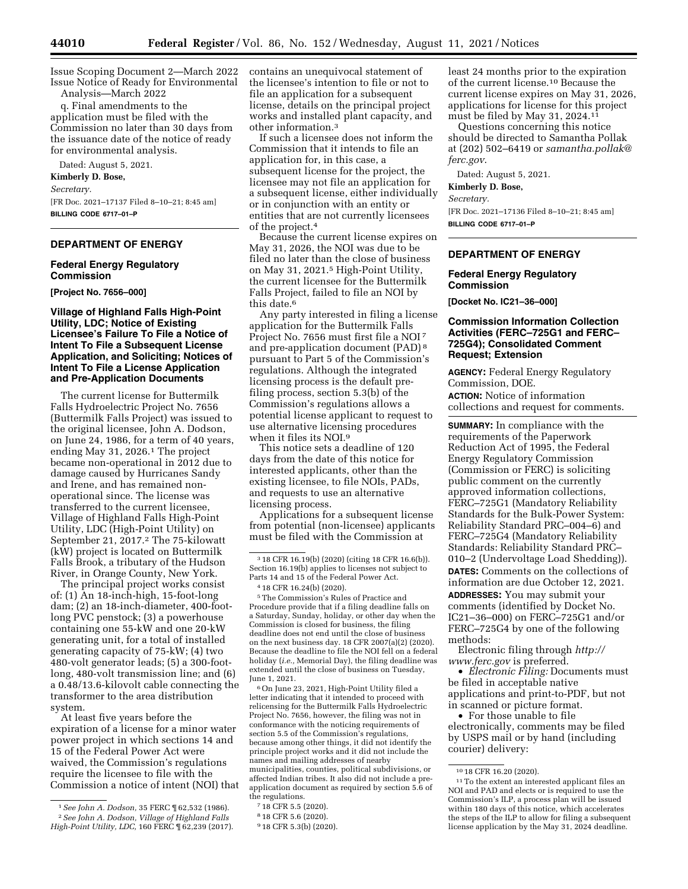Issue Scoping Document 2—March 2022
Issue Notice of Ready for Environmental Analysis—March 2022

q. Final amendments to the application must be filed with the Commission no later than 30 days from the issuance date of the notice of ready for environmental analysis.

Dated: August 5, 2021.

**Kimberly D. Bose,**

*Secretary.*

[FR Doc. 2021–17137 Filed 8–10–21; 8:45 am]

**BILLING CODE 6717–01–P**

---

## DEPARTMENT OF ENERGY

### Federal Energy Regulatory Commission

**[Project No. 7656–000]**

### Village of Highland Falls High-Point Utility, LDC; Notice of Existing Licensee's Failure To File a Notice of Intent To File a Subsequent License Application, and Soliciting; Notices of Intent To File a License Application and Pre-Application Documents

The current license for Buttermilk Falls Hydroelectric Project No. 7656 (Buttermilk Falls Project) was issued to the original licensee, John A. Dodson, on June 24, 1986, for a term of 40 years, ending May 31, 2026.[1] The project became non-operational in 2012 due to damage caused by Hurricanes Sandy and Irene, and has remained non-operational since. The license was transferred to the current licensee, Village of Highland Falls High-Point Utility, LDC (High-Point Utility) on September 21, 2017.[2] The 75-kilowatt (kW) project is located on Buttermilk Falls Brook, a tributary of the Hudson River, in Orange County, New York.

The principal project works consist of: (1) An 18-inch-high, 15-foot-long dam; (2) an 18-inch-diameter, 400-foot-long PVC penstock; (3) a powerhouse containing one 55-kW and one 20-kW generating unit, for a total of installed generating capacity of 75-kW; (4) two 480-volt generator leads; (5) a 300-foot-long, 480-volt transmission line; and (6) a 0.48/13.6-kilovolt cable connecting the transformer to the area distribution system.

At least five years before the expiration of a license for a minor water power project in which sections 14 and 15 of the Federal Power Act were waived, the Commission's regulations require the licensee to file with the Commission a notice of intent (NOI) that contains an unequivocal statement of the licensee's intention to file or not to file an application for a subsequent license, details on the principal project works and installed plant capacity, and other information.[3]

If such a licensee does not inform the Commission that it intends to file an application for, in this case, a subsequent license for the project, the licensee may not file an application for a subsequent license, either individually or in conjunction with an entity or entities that are not currently licensees of the project.[4]

Because the current license expires on May 31, 2026, the NOI was due to be filed no later than the close of business on May 31, 2021.[5] High-Point Utility, the current licensee for the Buttermilk Falls Project, failed to file an NOI by this date.[6]

Any party interested in filing a license application for the Buttermilk Falls Project No. 7656 must first file a NOI[7] and pre-application document (PAD)[8] pursuant to Part 5 of the Commission's regulations. Although the integrated licensing process is the default pre-filing process, section 5.3(b) of the Commission's regulations allows a potential license applicant to request to use alternative licensing procedures when it files its NOI.[9]

This notice sets a deadline of 120 days from the date of this notice for interested applicants, other than the existing licensee, to file NOIs, PADs, and requests to use an alternative licensing process.

Applications for a subsequent license from potential (non-licensee) applicants must be filed with the Commission at least 24 months prior to the expiration of the current license.[10] Because the current license expires on May 31, 2026, applications for license for this project must be filed by May 31, 2024.[11]

Questions concerning this notice should be directed to Samantha Pollak at (202) 502–6419 or *samantha.pollak@ferc.gov*.

Dated: August 5, 2021.

**Kimberly D. Bose,**

*Secretary.*

[FR Doc. 2021–17136 Filed 8–10–21; 8:45 am]

**BILLING CODE 6717–01–P**

[1] *See John A. Dodson,* 35 FERC ¶ 62,532 (1986).

[2] *See John A. Dodson, Village of Highland Falls High-Point Utility, LDC,* 160 FERC ¶ 62,239 (2017).

[3] 18 CFR 16.19(b) (2020) (citing 18 CFR 16.6(b)). Section 16.19(b) applies to licenses not subject to Parts 14 and 15 of the Federal Power Act.

[4] 18 CFR 16.24(b) (2020).

[5] The Commission's Rules of Practice and Procedure provide that if a filing deadline falls on a Saturday, Sunday, holiday, or other day when the Commission is closed for business, the filing deadline does not end until the close of business on the next business day. 18 CFR 2007(a)(2) (2020). Because the deadline to file the NOI fell on a federal holiday (*i.e.,* Memorial Day), the filing deadline was extended until the close of business on Tuesday, June 1, 2021.

[6] On June 23, 2021, High-Point Utility filed a letter indicating that it intended to proceed with relicensing for the Buttermilk Falls Hydroelectric Project No. 7656, however, the filing was not in conformance with the noticing requirements of section 5.5 of the Commission's regulations, because among other things, it did not identify the principle project works and it did not include the names and mailing addresses of nearby municipalities, counties, political subdivisions, or affected Indian tribes. It also did not include a pre-application document as required by section 5.6 of the regulations.

[7] 18 CFR 5.5 (2020).

[8] 18 CFR 5.6 (2020).

[9] 18 CFR 5.3(b) (2020).

[10] 18 CFR 16.20 (2020).

[11] To the extent an interested applicant files an NOI and PAD and elects or is required to use the Commission's ILP, a process plan will be issued within 180 days of this notice, which accelerates the steps of the ILP to allow for filing a subsequent license application by the May 31, 2024 deadline.

---

## DEPARTMENT OF ENERGY

### Federal Energy Regulatory Commission

**[Docket No. IC21–36–000]**

### Commission Information Collection Activities (FERC–725G1 and FERC–725G4); Consolidated Comment Request; Extension

**AGENCY:** Federal Energy Regulatory Commission, DOE.

**ACTION:** Notice of information collections and request for comments.

**SUMMARY:** In compliance with the requirements of the Paperwork Reduction Act of 1995, the Federal Energy Regulatory Commission (Commission or FERC) is soliciting public comment on the currently approved information collections, FERC–725G1 (Mandatory Reliability Standards for the Bulk-Power System: Reliability Standard PRC–004–6) and FERC–725G4 (Mandatory Reliability Standards: Reliability Standard PRC–010–2 (Undervoltage Load Shedding)).

**DATES:** Comments on the collections of information are due October 12, 2021.

**ADDRESSES:** You may submit your comments (identified by Docket No. IC21–36–000) on FERC–725G1 and/or FERC–725G4 by one of the following methods:

Electronic filing through *http://www.ferc.gov* is preferred.

- *Electronic Filing:* Documents must be filed in acceptable native applications and print-to-PDF, but not in scanned or picture format.
- For those unable to file electronically, comments may be filed by USPS mail or by hand (including courier) delivery: